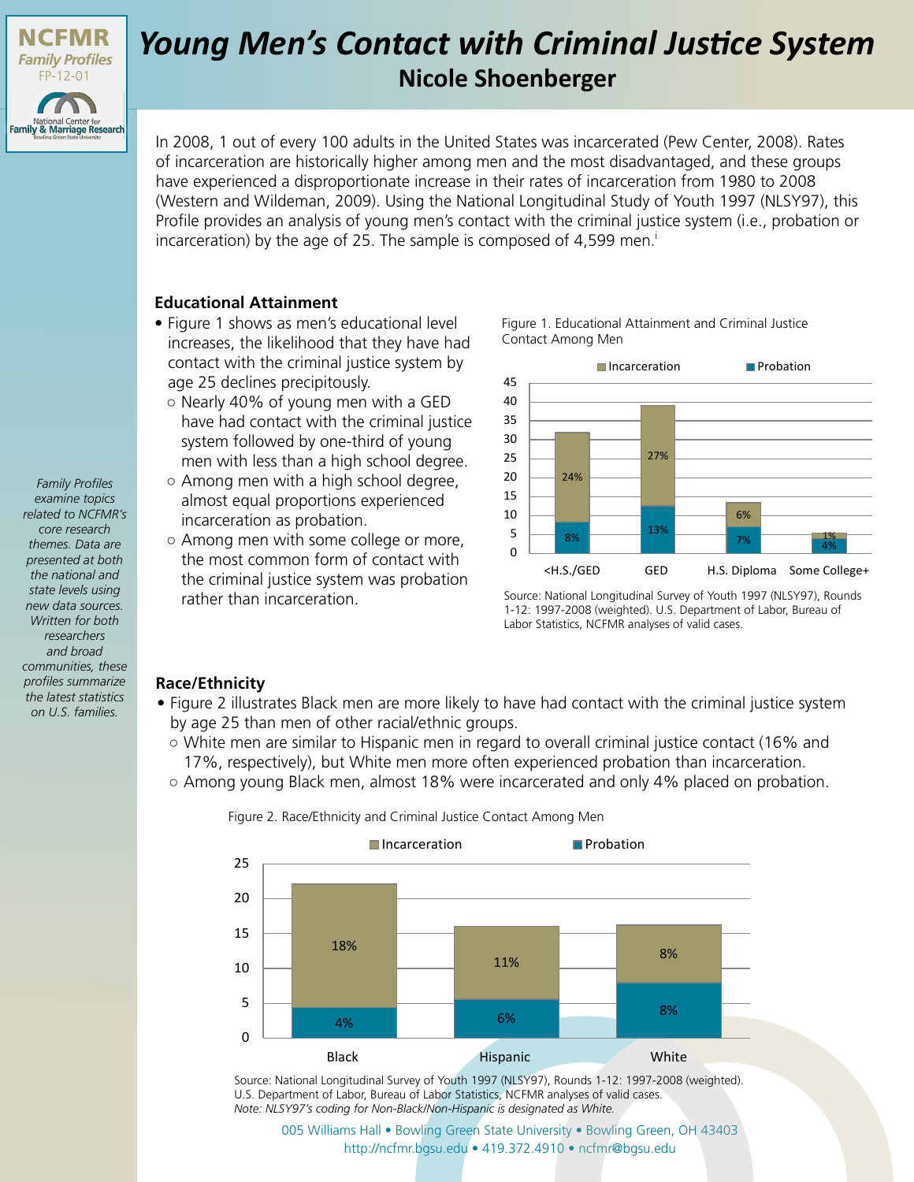NCFMR
*Family Profiles*
FP-12-01

National Center for Family & Marriage Research

# Young Men's Contact with Criminal Justice System

## Nicole Shoenberger

In 2008, 1 out of every 100 adults in the United States was incarcerated (Pew Center, 2008). Rates of incarceration are historically higher among men and the most disadvantaged, and these groups have experienced a disproportionate increase in their rates of incarceration from 1980 to 2008 (Western and Wildeman, 2009). Using the National Longitudinal Study of Youth 1997 (NLSY97), this Profile provides an analysis of young men's contact with the criminal justice system (i.e., probation or incarceration) by the age of 25. The sample is composed of 4,599 men.[i]

*Family Profiles examine topics related to NCFMR's core research themes. Data are presented at both the national and state levels using new data sources. Written for both researchers and broad communities, these profiles summarize the latest statistics on U.S. families.*

### Educational Attainment

- Figure 1 shows as men's educational level increases, the likelihood that they have had contact with the criminal justice system by age 25 declines precipitously.
  - Nearly 40% of young men with a GED have had contact with the criminal justice system followed by one-third of young men with less than a high school degree.
  - Among men with a high school degree, almost equal proportions experienced incarceration as probation.
  - Among men with some college or more, the most common form of contact with the criminal justice system was probation rather than incarceration.

Figure 1. Educational Attainment and Criminal Justice Contact Among Men

| | <H.S./GED | GED | H.S. Diploma | Some College+ |
|---|---|---|---|---|
| Incarceration | 24% | 27% | 6% | 1% |
| Probation | 8% | 13% | 7% | 4% |

Source: National Longitudinal Survey of Youth 1997 (NLSY97), Rounds 1-12: 1997-2008 (weighted). U.S. Department of Labor, Bureau of Labor Statistics, NCFMR analyses of valid cases.

### Race/Ethnicity

- Figure 2 illustrates Black men are more likely to have had contact with the criminal justice system by age 25 than men of other racial/ethnic groups.
  - White men are similar to Hispanic men in regard to overall criminal justice contact (16% and 17%, respectively), but White men more often experienced probation than incarceration.
  - Among young Black men, almost 18% were incarcerated and only 4% placed on probation.

Figure 2. Race/Ethnicity and Criminal Justice Contact Among Men

| | Black | Hispanic | White |
|---|---|---|---|
| Incarceration | 18% | 11% | 8% |
| Probation | 4% | 6% | 8% |

Source: National Longitudinal Survey of Youth 1997 (NLSY97), Rounds 1-12: 1997-2008 (weighted). U.S. Department of Labor, Bureau of Labor Statistics, NCFMR analyses of valid cases.
*Note: NLSY97's coding for Non-Black/Non-Hispanic is designated as White.*

005 Williams Hall • Bowling Green State University • Bowling Green, OH 43403
http://ncfmr.bgsu.edu • 419.372.4910 • ncfmr@bgsu.edu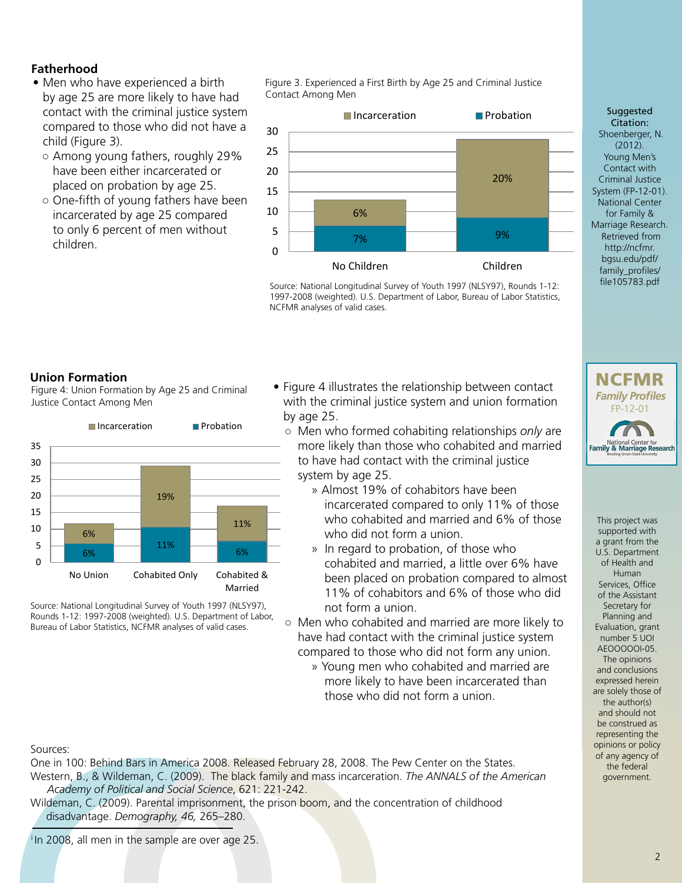## Fatherhood

- Men who have experienced a birth by age 25 are more likely to have had contact with the criminal justice system compared to those who did not have a child (Figure 3).
  - Among young fathers, roughly 29% have been either incarcerated or placed on probation by age 25.
  - One-fifth of young fathers have been incarcerated by age 25 compared to only 6 percent of men without children.

Figure 3. Experienced a First Birth by Age 25 and Criminal Justice Contact Among Men

Incarceration
Probation
30
25
20
15
10
5
0
6%
7%
20%
9%
No Children
Children

Source: National Longitudinal Survey of Youth 1997 (NLSY97), Rounds 1-12: 1997-2008 (weighted). U.S. Department of Labor, Bureau of Labor Statistics, NCFMR analyses of valid cases.

## Union Formation

Figure 4: Union Formation by Age 25 and Criminal Justice Contact Among Men

Incarceration
Probation
35
30
25
20
15
10
5
0
6%
6%
19%
11%
11%
6%
No Union
Cohabited Only
Cohabited & Married

Source: National Longitudinal Survey of Youth 1997 (NLSY97), Rounds 1-12: 1997-2008 (weighted). U.S. Department of Labor, Bureau of Labor Statistics, NCFMR analyses of valid cases.

- Figure 4 illustrates the relationship between contact with the criminal justice system and union formation by age 25.
  - Men who formed cohabiting relationships *only* are more likely than those who cohabited and married to have had contact with the criminal justice system by age 25.
    - Almost 19% of cohabitors have been incarcerated compared to only 11% of those who cohabited and married and 6% of those who did not form a union.
    - In regard to probation, of those who cohabited and married, a little over 6% have been placed on probation compared to almost 11% of cohabitors and 6% of those who did not form a union.
  - Men who cohabited and married are more likely to have had contact with the criminal justice system compared to those who did not form any union.
    - Young men who cohabited and married are more likely to have been incarcerated than those who did not form a union.

Sources:

One in 100: Behind Bars in America 2008. Released February 28, 2008. The Pew Center on the States.

Western, B., & Wildeman, C. (2009). The black family and mass incarceration. *The ANNALS of the American Academy of Political and Social Science*, 621: 221-242.

Wildeman, C. (2009). Parental imprisonment, the prison boom, and the concentration of childhood disadvantage. *Demography, 46,* 265–280.

[i] In 2008, all men in the sample are over age 25.

Suggested Citation: Shoenberger, N. (2012). Young Men's Contact with Criminal Justice System (FP-12-01). National Center for Family & Marriage Research. Retrieved from http://ncfmr.bgsu.edu/pdf/family_profiles/file105783.pdf

NCFMR Family Profiles FP-12-01

National Center for Family & Marriage Research
Bowling Green State University

This project was supported with a grant from the U.S. Department of Health and Human Services, Office of the Assistant Secretary for Planning and Evaluation, grant number 5 UOI AEOOOOOI-05. The opinions and conclusions expressed herein are solely those of the author(s) and should not be construed as representing the opinions or policy of any agency of the federal government.